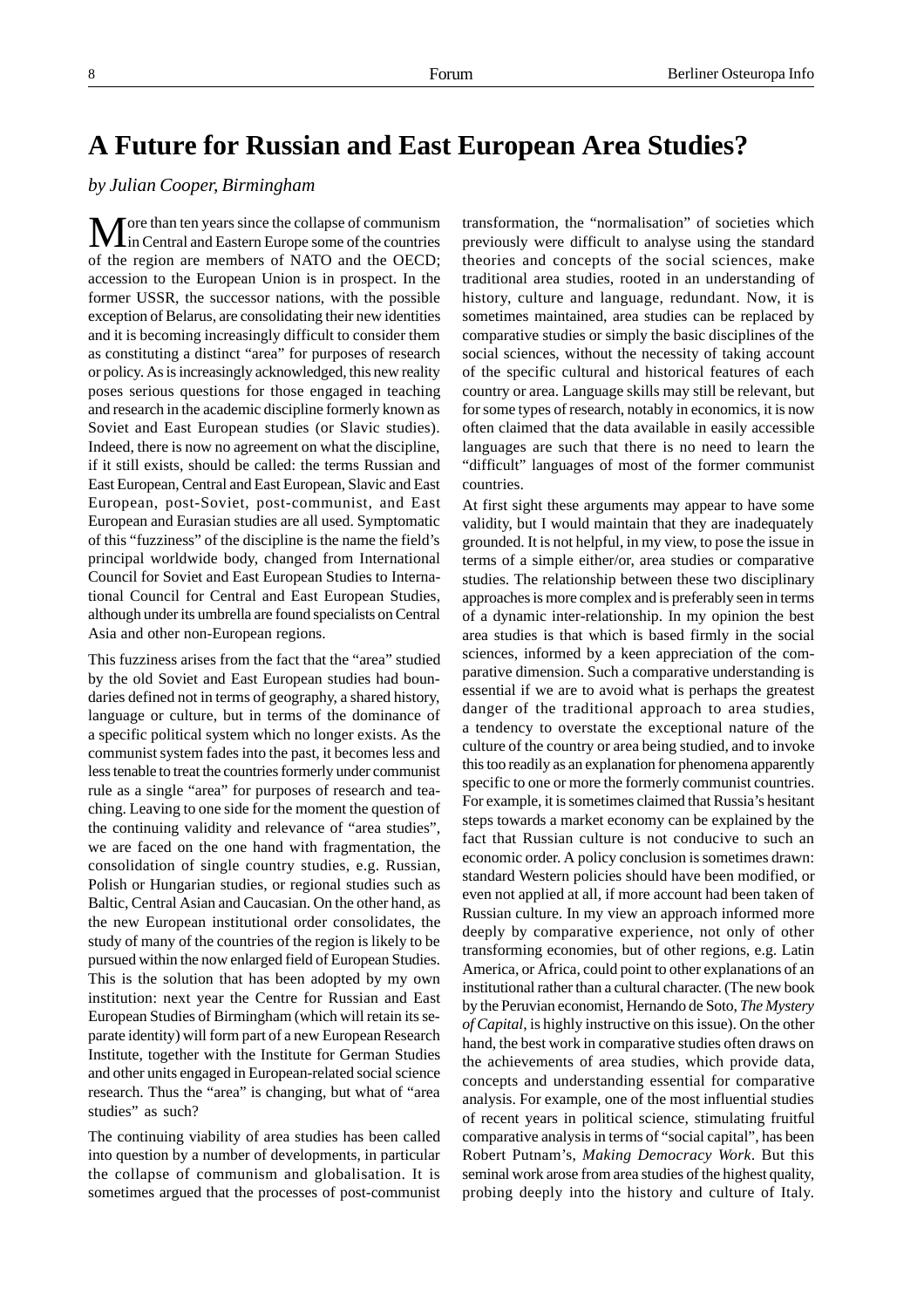# A Future for Russian and East European Area Studies?

*by Julian Cooper, Birmingham*

More than ten years since the collapse of communism in Central and Eastern Europe some of the countries of the region are members of NATO and the OECD; accession to the European Union is in prospect. In the former USSR, the successor nations, with the possible exception of Belarus, are consolidating their new identities and it is becoming increasingly difficult to consider them as constituting a distinct "area" for purposes of research or policy. As is increasingly acknowledged, this new reality poses serious questions for those engaged in teaching and research in the academic discipline formerly known as Soviet and East European studies (or Slavic studies). Indeed, there is now no agreement on what the discipline, if it still exists, should be called: the terms Russian and East European, Central and East European, Slavic and East European, post-Soviet, post-communist, and East European and Eurasian studies are all used. Symptomatic of this "fuzziness" of the discipline is the name the field's principal worldwide body, changed from International Council for Soviet and East European Studies to International Council for Central and East European Studies, although under its umbrella are found specialists on Central Asia and other non-European regions.

This fuzziness arises from the fact that the "area" studied by the old Soviet and East European studies had boundaries defined not in terms of geography, a shared history, language or culture, but in terms of the dominance of a specific political system which no longer exists. As the communist system fades into the past, it becomes less and less tenable to treat the countries formerly under communist rule as a single "area" for purposes of research and teaching. Leaving to one side for the moment the question of the continuing validity and relevance of "area studies", we are faced on the one hand with fragmentation, the consolidation of single country studies, e.g. Russian, Polish or Hungarian studies, or regional studies such as Baltic, Central Asian and Caucasian. On the other hand, as the new European institutional order consolidates, the study of many of the countries of the region is likely to be pursued within the now enlarged field of European Studies. This is the solution that has been adopted by my own institution: next year the Centre for Russian and East European Studies of Birmingham (which will retain its separate identity) will form part of a new European Research Institute, together with the Institute for German Studies and other units engaged in European-related social science research. Thus the "area" is changing, but what of "area studies" as such?

The continuing viability of area studies has been called into question by a number of developments, in particular the collapse of communism and globalisation. It is sometimes argued that the processes of post-communist transformation, the "normalisation" of societies which previously were difficult to analyse using the standard theories and concepts of the social sciences, make traditional area studies, rooted in an understanding of history, culture and language, redundant. Now, it is sometimes maintained, area studies can be replaced by comparative studies or simply the basic disciplines of the social sciences, without the necessity of taking account of the specific cultural and historical features of each country or area. Language skills may still be relevant, but for some types of research, notably in economics, it is now often claimed that the data available in easily accessible languages are such that there is no need to learn the "difficult" languages of most of the former communist countries.

At first sight these arguments may appear to have some validity, but I would maintain that they are inadequately grounded. It is not helpful, in my view, to pose the issue in terms of a simple either/or, area studies or comparative studies. The relationship between these two disciplinary approaches is more complex and is preferably seen in terms of a dynamic inter-relationship. In my opinion the best area studies is that which is based firmly in the social sciences, informed by a keen appreciation of the comparative dimension. Such a comparative understanding is essential if we are to avoid what is perhaps the greatest danger of the traditional approach to area studies, a tendency to overstate the exceptional nature of the culture of the country or area being studied, and to invoke this too readily as an explanation for phenomena apparently specific to one or more the formerly communist countries. For example, it is sometimes claimed that Russia's hesitant steps towards a market economy can be explained by the fact that Russian culture is not conducive to such an economic order. A policy conclusion is sometimes drawn: standard Western policies should have been modified, or even not applied at all, if more account had been taken of Russian culture. In my view an approach informed more deeply by comparative experience, not only of other transforming economies, but of other regions, e.g. Latin America, or Africa, could point to other explanations of an institutional rather than a cultural character. (The new book by the Peruvian economist, Hernando de Soto, *The Mystery of Capital*, is highly instructive on this issue). On the other hand, the best work in comparative studies often draws on the achievements of area studies, which provide data, concepts and understanding essential for comparative analysis. For example, one of the most influential studies of recent years in political science, stimulating fruitful comparative analysis in terms of "social capital", has been Robert Putnam's, *Making Democracy Work*. But this seminal work arose from area studies of the highest quality, probing deeply into the history and culture of Italy.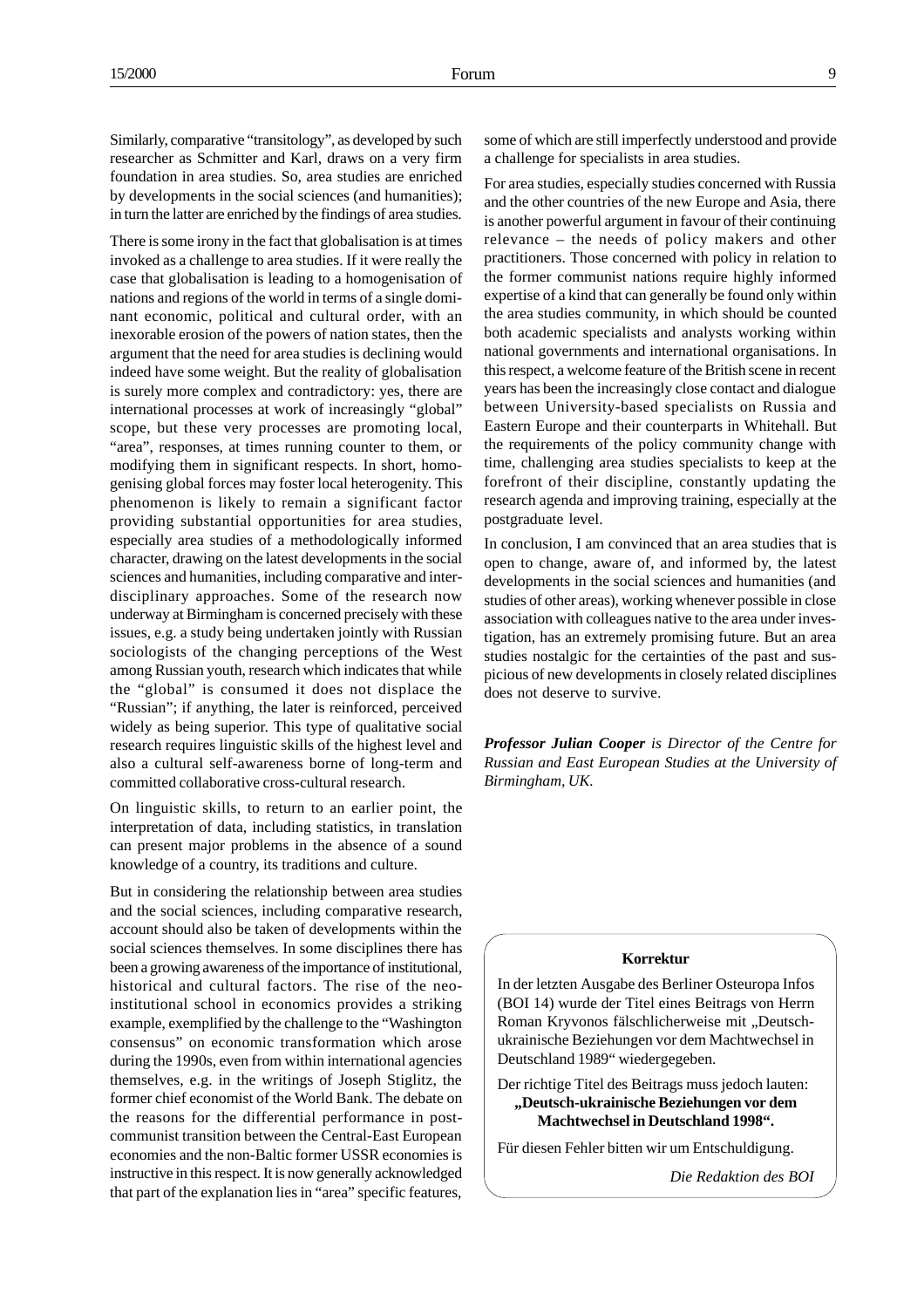Similarly, comparative "transitology", as developed by such researcher as Schmitter and Karl, draws on a very firm foundation in area studies. So, area studies are enriched by developments in the social sciences (and humanities); in turn the latter are enriched by the findings of area studies.

There is some irony in the fact that globalisation is at times invoked as a challenge to area studies. If it were really the case that globalisation is leading to a homogenisation of nations and regions of the world in terms of a single dominant economic, political and cultural order, with an inexorable erosion of the powers of nation states, then the argument that the need for area studies is declining would indeed have some weight. But the reality of globalisation is surely more complex and contradictory: yes, there are international processes at work of increasingly "global" scope, but these very processes are promoting local, "area", responses, at times running counter to them, or modifying them in significant respects. In short, homogenising global forces may foster local heterogenity. This phenomenon is likely to remain a significant factor providing substantial opportunities for area studies, especially area studies of a methodologically informed character, drawing on the latest developments in the social sciences and humanities, including comparative and interdisciplinary approaches. Some of the research now underway at Birmingham is concerned precisely with these issues, e.g. a study being undertaken jointly with Russian sociologists of the changing perceptions of the West among Russian youth, research which indicates that while the "global" is consumed it does not displace the "Russian"; if anything, the later is reinforced, perceived widely as being superior. This type of qualitative social research requires linguistic skills of the highest level and also a cultural self-awareness borne of long-term and committed collaborative cross-cultural research.

On linguistic skills, to return to an earlier point, the interpretation of data, including statistics, in translation can present major problems in the absence of a sound knowledge of a country, its traditions and culture.

But in considering the relationship between area studies and the social sciences, including comparative research, account should also be taken of developments within the social sciences themselves. In some disciplines there has been a growing awareness of the importance of institutional, historical and cultural factors. The rise of the neo-institutional school in economics provides a striking example, exemplified by the challenge to the "Washington consensus" on economic transformation which arose during the 1990s, even from within international agencies themselves, e.g. in the writings of Joseph Stiglitz, the former chief economist of the World Bank. The debate on the reasons for the differential performance in post-communist transition between the Central-East European economies and the non-Baltic former USSR economies is instructive in this respect. It is now generally acknowledged that part of the explanation lies in "area" specific features, some of which are still imperfectly understood and provide a challenge for specialists in area studies.

For area studies, especially studies concerned with Russia and the other countries of the new Europe and Asia, there is another powerful argument in favour of their continuing relevance – the needs of policy makers and other practitioners. Those concerned with policy in relation to the former communist nations require highly informed expertise of a kind that can generally be found only within the area studies community, in which should be counted both academic specialists and analysts working within national governments and international organisations. In this respect, a welcome feature of the British scene in recent years has been the increasingly close contact and dialogue between University-based specialists on Russia and Eastern Europe and their counterparts in Whitehall. But the requirements of the policy community change with time, challenging area studies specialists to keep at the forefront of their discipline, constantly updating the research agenda and improving training, especially at the postgraduate level.

In conclusion, I am convinced that an area studies that is open to change, aware of, and informed by, the latest developments in the social sciences and humanities (and studies of other areas), working whenever possible in close association with colleagues native to the area under investigation, has an extremely promising future. But an area studies nostalgic for the certainties of the past and suspicious of new developments in closely related disciplines does not deserve to survive.

***Professor Julian Cooper** is Director of the Centre for Russian and East European Studies at the University of Birmingham, UK.*

**Korrektur**

In der letzten Ausgabe des Berliner Osteuropa Infos (BOI 14) wurde der Titel eines Beitrags von Herrn Roman Kryvonos fälschlicherweise mit „Deutsch-ukrainische Beziehungen vor dem Machtwechsel in Deutschland 1989“ wiedergegeben.

Der richtige Titel des Beitrags muss jedoch lauten:
**„Deutsch-ukrainische Beziehungen vor dem Machtwechsel in Deutschland 1998“.**

Für diesen Fehler bitten wir um Entschuldigung.

*Die Redaktion des BOI*